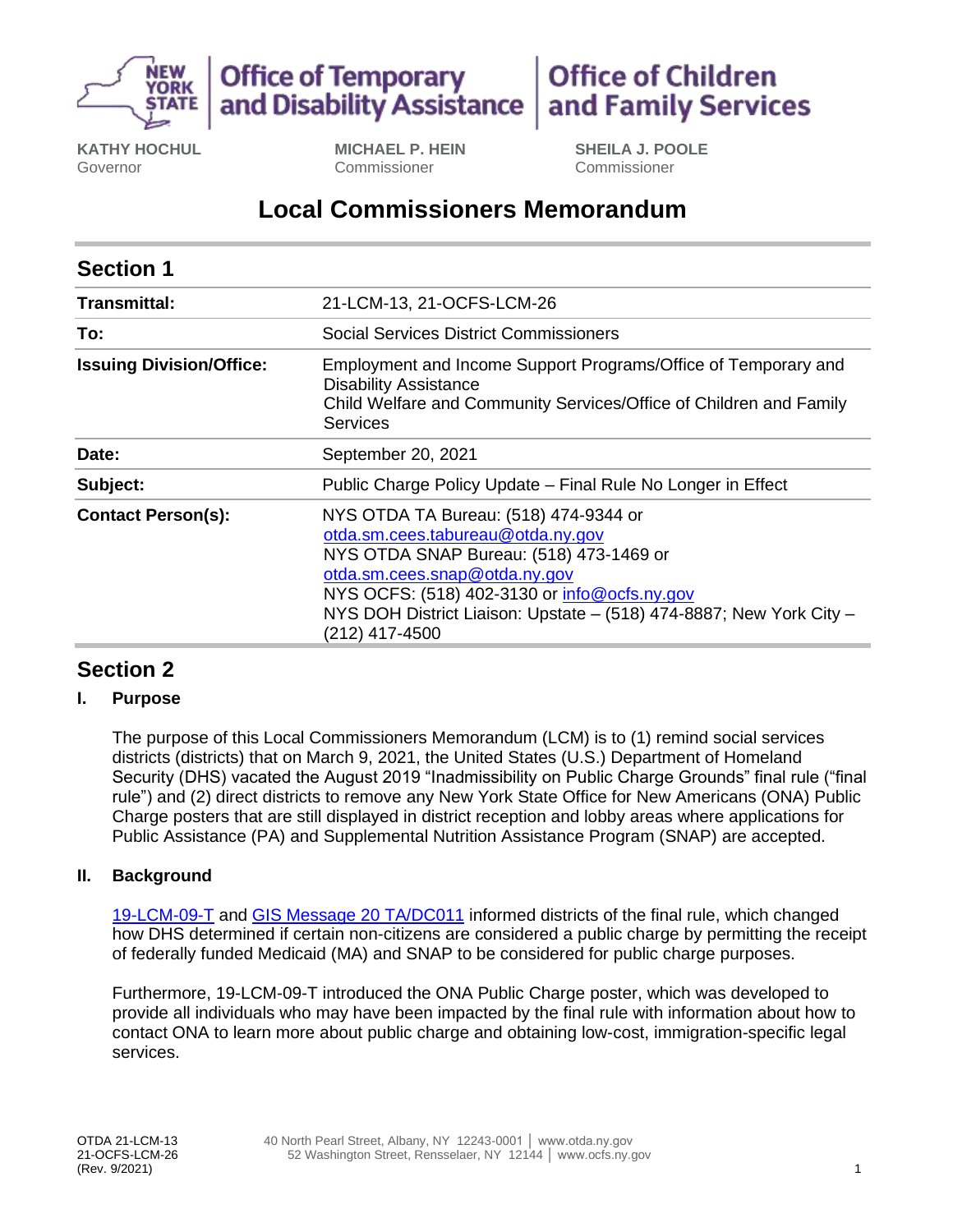Office of Temporary and Disability Assistance | Office of Children and Family Services

**KATHY HOCHUL**
Governor

**MICHAEL P. HEIN**
Commissioner

**SHEILA J. POOLE**
Commissioner

# Local Commissioners Memorandum

## Section 1

| | |
|---|---|
| **Transmittal:** | 21-LCM-13, 21-OCFS-LCM-26 |
| **To:** | Social Services District Commissioners |
| **Issuing Division/Office:** | Employment and Income Support Programs/Office of Temporary and Disability Assistance<br>Child Welfare and Community Services/Office of Children and Family Services |
| **Date:** | September 20, 2021 |
| **Subject:** | Public Charge Policy Update – Final Rule No Longer in Effect |
| **Contact Person(s):** | NYS OTDA TA Bureau: (518) 474-9344 or otda.sm.cees.tabureau@otda.ny.gov<br>NYS OTDA SNAP Bureau: (518) 473-1469 or otda.sm.cees.snap@otda.ny.gov<br>NYS OCFS: (518) 402-3130 or info@ocfs.ny.gov<br>NYS DOH District Liaison: Upstate – (518) 474-8887; New York City – (212) 417-4500 |

## Section 2

### I. Purpose

The purpose of this Local Commissioners Memorandum (LCM) is to (1) remind social services districts (districts) that on March 9, 2021, the United States (U.S.) Department of Homeland Security (DHS) vacated the August 2019 "Inadmissibility on Public Charge Grounds" final rule ("final rule") and (2) direct districts to remove any New York State Office for New Americans (ONA) Public Charge posters that are still displayed in district reception and lobby areas where applications for Public Assistance (PA) and Supplemental Nutrition Assistance Program (SNAP) are accepted.

### II. Background

19-LCM-09-T and GIS Message 20 TA/DC011 informed districts of the final rule, which changed how DHS determined if certain non-citizens are considered a public charge by permitting the receipt of federally funded Medicaid (MA) and SNAP to be considered for public charge purposes.

Furthermore, 19-LCM-09-T introduced the ONA Public Charge poster, which was developed to provide all individuals who may have been impacted by the final rule with information about how to contact ONA to learn more about public charge and obtaining low-cost, immigration-specific legal services.

OTDA 21-LCM-13
21-OCFS-LCM-26
(Rev. 9/2021)

40 North Pearl Street, Albany, NY 12243-0001 | www.otda.ny.gov
52 Washington Street, Rensselaer, NY 12144 | www.ocfs.ny.gov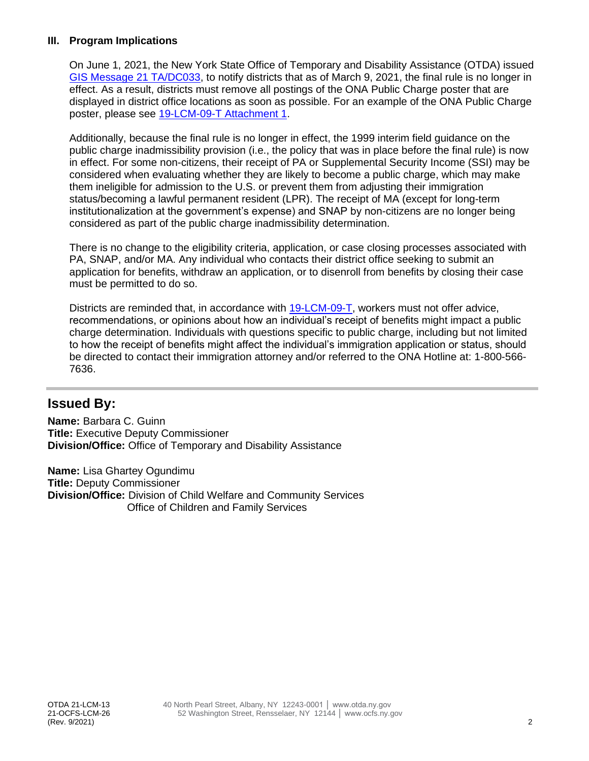### III. Program Implications

On June 1, 2021, the New York State Office of Temporary and Disability Assistance (OTDA) issued GIS Message 21 TA/DC033, to notify districts that as of March 9, 2021, the final rule is no longer in effect. As a result, districts must remove all postings of the ONA Public Charge poster that are displayed in district office locations as soon as possible. For an example of the ONA Public Charge poster, please see 19-LCM-09-T Attachment 1.

Additionally, because the final rule is no longer in effect, the 1999 interim field guidance on the public charge inadmissibility provision (i.e., the policy that was in place before the final rule) is now in effect. For some non-citizens, their receipt of PA or Supplemental Security Income (SSI) may be considered when evaluating whether they are likely to become a public charge, which may make them ineligible for admission to the U.S. or prevent them from adjusting their immigration status/becoming a lawful permanent resident (LPR). The receipt of MA (except for long-term institutionalization at the government's expense) and SNAP by non-citizens are no longer being considered as part of the public charge inadmissibility determination.

There is no change to the eligibility criteria, application, or case closing processes associated with PA, SNAP, and/or MA. Any individual who contacts their district office seeking to submit an application for benefits, withdraw an application, or to disenroll from benefits by closing their case must be permitted to do so.

Districts are reminded that, in accordance with 19-LCM-09-T, workers must not offer advice, recommendations, or opinions about how an individual's receipt of benefits might impact a public charge determination. Individuals with questions specific to public charge, including but not limited to how the receipt of benefits might affect the individual's immigration application or status, should be directed to contact their immigration attorney and/or referred to the ONA Hotline at: 1-800-566-7636.

## Issued By:

**Name:** Barbara C. Guinn
**Title:** Executive Deputy Commissioner
**Division/Office:** Office of Temporary and Disability Assistance

**Name:** Lisa Ghartey Ogundimu
**Title:** Deputy Commissioner
**Division/Office:** Division of Child Welfare and Community Services
Office of Children and Family Services